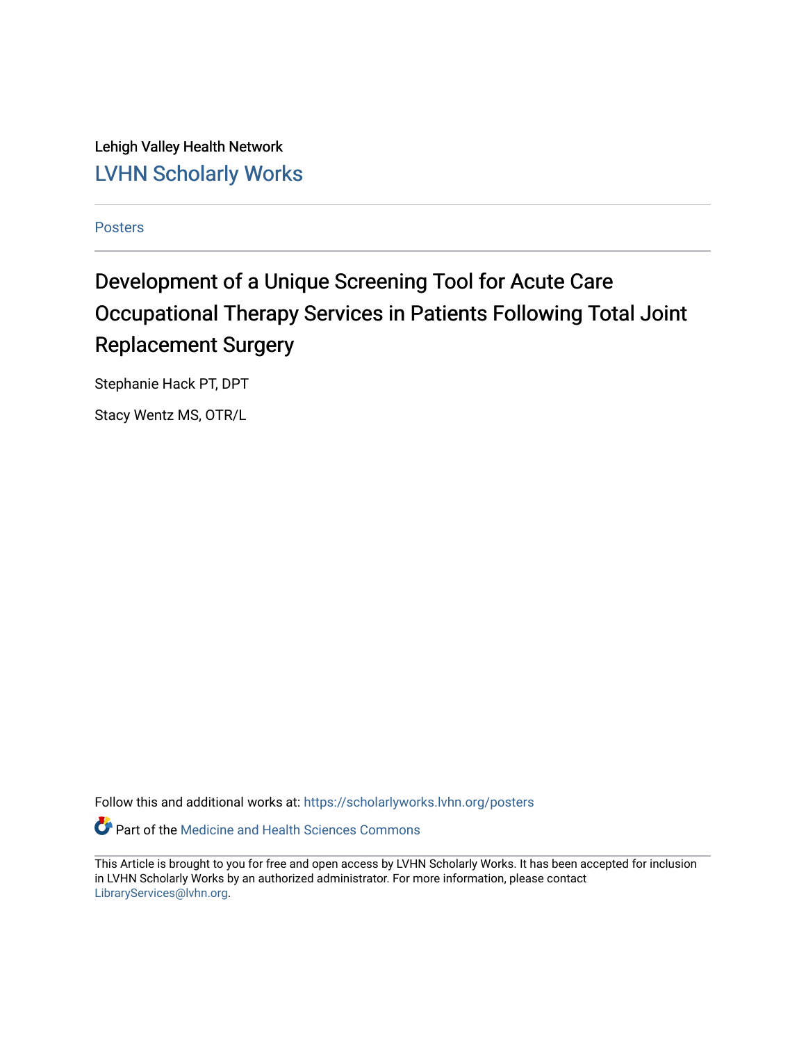Lehigh Valley Health Network

LVHN Scholarly Works

Posters

# Development of a Unique Screening Tool for Acute Care Occupational Therapy Services in Patients Following Total Joint Replacement Surgery

Stephanie Hack PT, DPT

Stacy Wentz MS, OTR/L

Follow this and additional works at: https://scholarlyworks.lvhn.org/posters

Part of the Medicine and Health Sciences Commons

This Article is brought to you for free and open access by LVHN Scholarly Works. It has been accepted for inclusion in LVHN Scholarly Works by an authorized administrator. For more information, please contact LibraryServices@lvhn.org.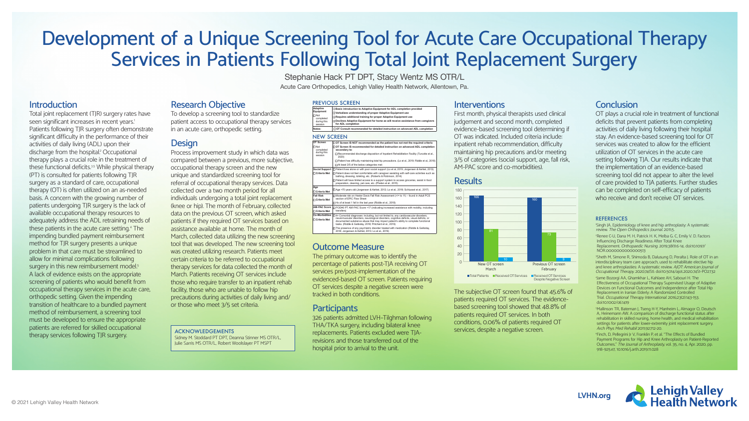# Development of a Unique Screening Tool for Acute Care Occupational Therapy Services in Patients Following Total Joint Replacement Surgery

Stephanie Hack PT DPT, Stacy Wentz MS OTR/L

Acute Care Orthopedics, Lehigh Valley Health Network, Allentown, Pa.

## Introduction

Total joint replacement (TJR) surgery rates have seen significant increases in recent years.[1] Patients following TJR surgery often demonstrate significant difficulty in the performance of their activities of daily living (ADL) upon their discharge from the hospital.[2] Occupational therapy plays a crucial role in the treatment of these functional deficits.[3,5] While physical therapy (PT) is consulted for patients following TJR surgery as a standard of care, occupational therapy (OT) is often utilized on an as-needed basis. A concern with the growing number of patients undergoing TJR surgery is the lack of available occupational therapy resources to adequately address the ADL retraining needs of these patients in the acute care setting.[4] The impending bundled payment reimbursement method for TJR surgery presents a unique problem in that care must be streamlined to allow for minimal complications following surgery in this new reimbursement model.[5] A lack of evidence exists on the appropriate screening of patients who would benefit from occupational therapy services in the acute care, orthopedic setting. Given the impending transition of healthcare to a bundled payment method of reimbursement, a screening tool must be developed to ensure the appropriate patients are referred for skilled occupational therapy services following TJR surgery.

## Research Objective

To develop a screening tool to standardize patient access to occupational therapy services in an acute care, orthopedic setting.

## Design

Process improvement study in which data was compared between a previous, more subjective, occupational therapy screen and the new unique and standardized screening tool for referral of occupational therapy services. Data collected over a two month period for all individuals undergoing a total joint replacement (knee or hip). The month of February, collected data on the previous OT screen, which asked patients if they required OT services based on assistance available at home. The month of March, collected data utilizing the new screening tool that was developed. The new screening tool was created utilizing research. Patients meet certain criteria to be referred to occupational therapy services for data collected the month of March. Patients receiving OT services include those who require transfer to an inpatient rehab facility, those who are unable to follow hip precautions during activities of daily living and/ or those who meet 3/5 set criteria.

### ACKNOWLEDGEMENTS

Sidney M. Stoddard PT DPT, Deanna Stinner MS OTR/L, Julie Sarris MS OTR/L, Robert Woolslayer PT MSPT

### PREVIOUS SCREEN

| | |
|---|---|
| **Adaptive Equipment** ☐ Not completed during this session | ☐ **Basic introduction to Adaptive Equipment for ADL completion provided**<br>☐ **Verbalizes understanding of proper Adaptive Equipment use**<br>☐ **Requires additional training for proper Adaptive Equipment use**<br>☐ **Declines Adaptive Equipment for home as will receive assistance from caregivers for ADL completion** |
| **Notes:** | ☐ **OT Consult recommended for detailed instruction on advanced ADL completion** |

### NEW SCREEN

| | |
|---|---|
| **OT Screen** ☐ Not completed during this session | ☐ **OT Screen IS NOT recommended as the patient has not met the required criteria**<br>☐ **OT Screen IS recommended for detailed instruction on advanced ADL completion secondary to:**<br>☐ Recommended discharge disposition of Inpatient Rehabilitation Facility (Turcotte et al., 2020)<br>☐ Patient has difficulty maintaining total hip precautions. (Lo et al., 2019; Riddle et al., 2018)<br>☐ At least 3/5 of the below categories met |
| **Social Support** ☐ Criteria Met | ☐ Patient lives alone or with poor social support (Lo et al, 2019; Jorgensen & Kehlet, 2013)<br>☐ Patient does not feel comfortable with caregiver assisting with self-care activities such as bathing, dressing, toileting, etc. (Roberts & Robinson, 2014)<br>☐ Patient will have limited access to a support system to access groceries, assist in food preparation, cleaning, pet care, etc. (Phelan et al., 2015) |
| **Age** ☐ Criteria Met | ☐ Age >70 years old (Jorgensen & Kehlet, 2013; Lo et al., 2019; Schiassel et al., 2017) |
| **Fall Risk** ☐ Criteria Met | ☐ Moderate risk on Hester Davis Fall Risk Assessment (+/= to 11) – found in Adult PCS section of EPIC Flow Sheet<br>☐ Hx of at least 1 fall in the last year (Riddle et al., 2018) |
| **AM-PAC Score** ☐ Criteria Met | ☐ POD#0 PT AM-PAC Score <17 (indicating increased assistance with mobility, including transfers) |
| **Co-Morbidities** ☐ Criteria Met | ☐ 4+ Comorbid diagnoses: including, but not limited to, any cardiovascular disorders, neuromuscular disorders, neurological disorders, cognitive deficits, visual deficits, or documented substance abuse that may impact patient's ability to complete functional tasks. (Riddle & Golladay, 2018; Pritchard et al., 2019)<br>☐ The presence of any psychiatric disorder treated with medication (Riddle & Golladay, 2018; Jorgensen & Kehlet, 2013; Lo et al., 2019) |

## Outcome Measure

The primary outcome was to identify the percentage of patients post-TJA receiving OT services pre/post-implementation of the evidenced-based OT screen. Patients requiring OT services despite a negative screen were tracked in both conditions.

## Participants

326 patients admitted LVH-Tilghman following THA/TKA surgery, including bilateral knee replacements. Patients excluded were TJA-revisions and those transferred out of the hospital prior to arrival to the unit.

## Interventions

First month, physical therapists used clinical judgement and second month, completed evidence-based screening tool determining if OT was indicated. Included criteria include: inpatient rehab recommendation, difficulty maintaining hip precautions and/or meeting 3/5 of categories (social support, age, fall risk, AM-PAC score and co-morbidities).

## Results

180
160
140
120
100
80
60
40
20
0

166
81
10
New OT screen
March

160
73
9
Previous OT screen
February

Total Patients
Received OT Services
Received OT Services Despite Negative Screen

The subjective OT screen found that 45.6% of patients required OT services. The evidence-based screening tool showed that 48.8% of patients required OT services. In both conditions, 0.06% of patients required OT services, despite a negative screen.

## Conclusion

OT plays a crucial role in treatment of functional deficits that prevent patients from completing activities of daily living following their hospital stay. An evidence-based screening tool for OT services was created to allow for the efficient utilization of OT services in the acute care setting following TJA. Our results indicate that the implementation of an evidence-based screening tool did not appear to alter the level of care provided to TJA patients. Further studies can be completed on self-efficacy of patients who receive and don't receive OT services.

### REFERENCES

[1]Singh JA. Epidemiology of knee and hip arthroplasty: A systematic review. *The Open Orthopedics Journal.* 2011;5.

[2]Renee C-U, Dana M. H, Patrick H. K, Melba G. C, Emily V. D. Factors Influencing Discharge Readiness After Total Knee Replacement. *Orthopaedic Nursing.* 2019;38(1):6-14. doi:10.1097/NOR.0000000000000513

[3]Sheth M, Simone R, Shimoda B, Dalusung D, Peralta J. Role of OT in an interdisciplinary team care approach, used to rehabilitate elective hip and knee arthroplasties: A systematic review. *AJOT: American Journal of Occupational Therapy.* 2020;74(S1). doi:10.5014/ajot.2020.74S1-PO2732

[4]Jame Bozorgi AA, Ghamkhar L, Kahlaee AH, Sabouri H. The Effectiveness of Occupational Therapy Supervised Usage of Adaptive Devices on Functional Outcomes and Independence after Total Hip Replacement in Iranian Elderly: A Randomized Controlled Trial. *Occupational Therapy International.* 2016;23(2):143-153. doi:10.1002/oti.1419

[5]Mallinson TR, Bateman J, Tseng H-Y, Manheim L, Almagor O, Deutsch A, Heinemann AW. A comparison of discharge functional status after rehabilitation in skilled nursing, home health, and medical rehabilitation settings for patients after lower-extremity joint replacement surgery. *Arch Phys Med Rehabil* 2011;92:712-20.

[6]Finch, D, Pellegrini Jr V, Franklin P, et al. "The Effects of Bundled Payment Programs for Hip and Knee Arthroplasty on Patient-Reported Outcomes." *The Journal of Arthroplasty*, vol. 35, no. 4, Apr. 2020, pp. 918-925.e1, 10.1016/j.arth.2019.11.028

LVHN.org

Lehigh Valley Health Network

© 2021 Lehigh Valley Health Network